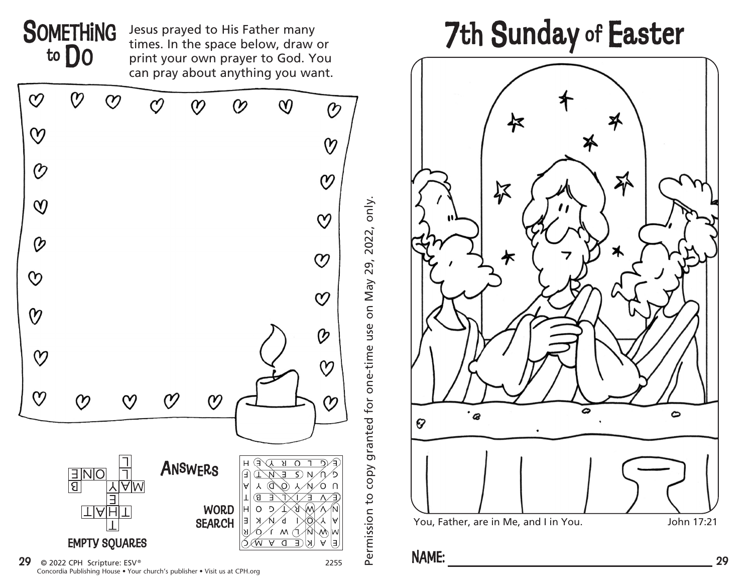## Something to Do

Jesus prayed to His Father many times. In the space below, draw or print your own prayer to God. You can pray about anything you want.

**Answers**

EMPTY SQUARES

WORD SEARCH

© 2022 CPH Scripture: ESV®
Concordia Publishing House • Your church's publisher • Visit us at CPH.org

2255

Permission to copy granted for one-time use on May 29, 2022, only.

# 7th Sunday of Easter

You, Father, are in Me, and I in You. John 17:21

NAME: ______________________________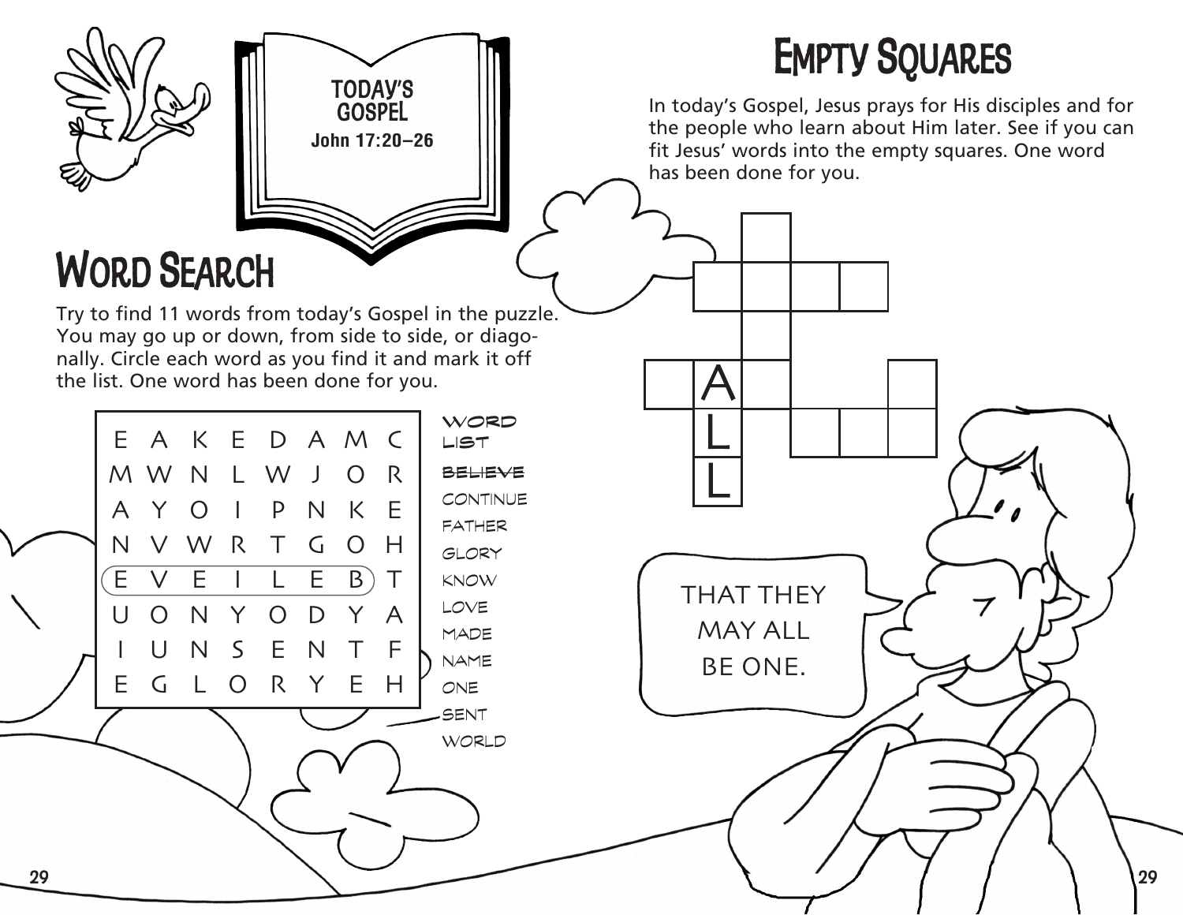TODAY'S GOSPEL
John 17:20–26

# Word Search

Try to find 11 words from today's Gospel in the puzzle. You may go up or down, from side to side, or diagonally. Circle each word as you find it and mark it off the list. One word has been done for you.

| | | | | | | | |
|---|---|---|---|---|---|---|---|
| E | A | K | E | D | A | M | C |
| M | W | N | L | W | J | O | R |
| A | Y | O | I | P | N | K | E |
| N | V | W | R | T | G | O | H |
| E | V | E | I | L | E | B | T |
| U | O | N | Y | O | D | Y | A |
| I | U | N | S | E | N | T | F |
| E | G | L | O | R | Y | E | H |

WORD LIST

- ~~BELIEVE~~
- CONTINUE
- FATHER
- GLORY
- KNOW
- LOVE
- MADE
- NAME
- ONE
- SENT
- WORLD

# Empty Squares

In today's Gospel, Jesus prays for His disciples and for the people who learn about Him later. See if you can fit Jesus' words into the empty squares. One word has been done for you.

A L L

THAT THEY MAY ALL BE ONE.